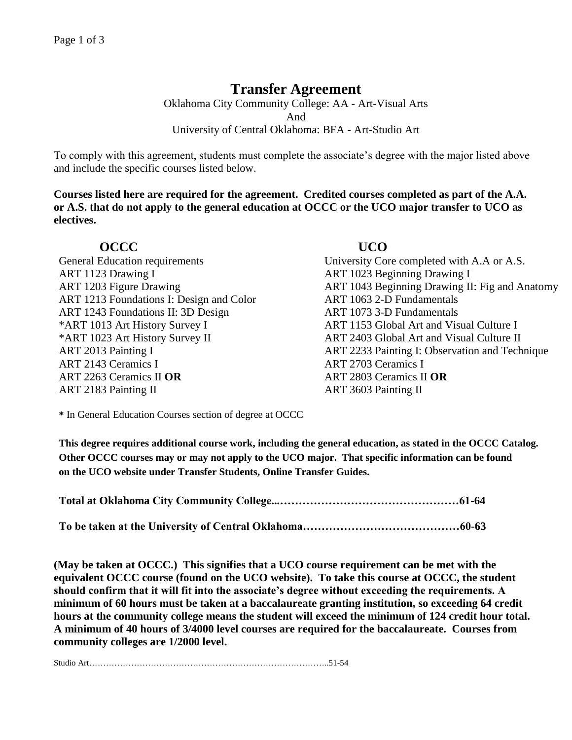# Transfer Agreement

Oklahoma City Community College: AA - Art-Visual Arts  
And  
University of Central Oklahoma: BFA - Art-Studio Art

To comply with this agreement, students must complete the associate's degree with the major listed above and include the specific courses listed below.

**Courses listed here are required for the agreement. Credited courses completed as part of the A.A. or A.S. that do not apply to the general education at OCCC or the UCO major transfer to UCO as electives.**

| **OCCC** | **UCO** |
| --- | --- |
| General Education requirements | University Core completed with A.A or A.S. |
| ART 1123 Drawing I | ART 1023 Beginning Drawing I |
| ART 1203 Figure Drawing | ART 1043 Beginning Drawing II: Fig and Anatomy |
| ART 1213 Foundations I: Design and Color | ART 1063 2-D Fundamentals |
| ART 1243 Foundations II: 3D Design | ART 1073 3-D Fundamentals |
| *ART 1013 Art History Survey I | ART 1153 Global Art and Visual Culture I |
| *ART 1023 Art History Survey II | ART 2403 Global Art and Visual Culture II |
| ART 2013 Painting I | ART 2233 Painting I: Observation and Technique |
| ART 2143 Ceramics I | ART 2703 Ceramics I |
| ART 2263 Ceramics II **OR** | ART 2803 Ceramics II **OR** |
| ART 2183 Painting II | ART 3603 Painting II |

**\*** In General Education Courses section of degree at OCCC

**This degree requires additional course work, including the general education, as stated in the OCCC Catalog. Other OCCC courses may or may not apply to the UCO major. That specific information can be found on the UCO website under Transfer Students, Online Transfer Guides.**

**Total at Oklahoma City Community College...…………………………………………61-64**

**To be taken at the University of Central Oklahoma……………………………………60-63**

**(May be taken at OCCC.) This signifies that a UCO course requirement can be met with the equivalent OCCC course (found on the UCO website). To take this course at OCCC, the student should confirm that it will fit into the associate's degree without exceeding the requirements. A minimum of 60 hours must be taken at a baccalaureate granting institution, so exceeding 64 credit hours at the community college means the student will exceed the minimum of 124 credit hour total. A minimum of 40 hours of 3/4000 level courses are required for the baccalaureate. Courses from community colleges are 1/2000 level.**

Studio Art…………………………………………………………………………..51-54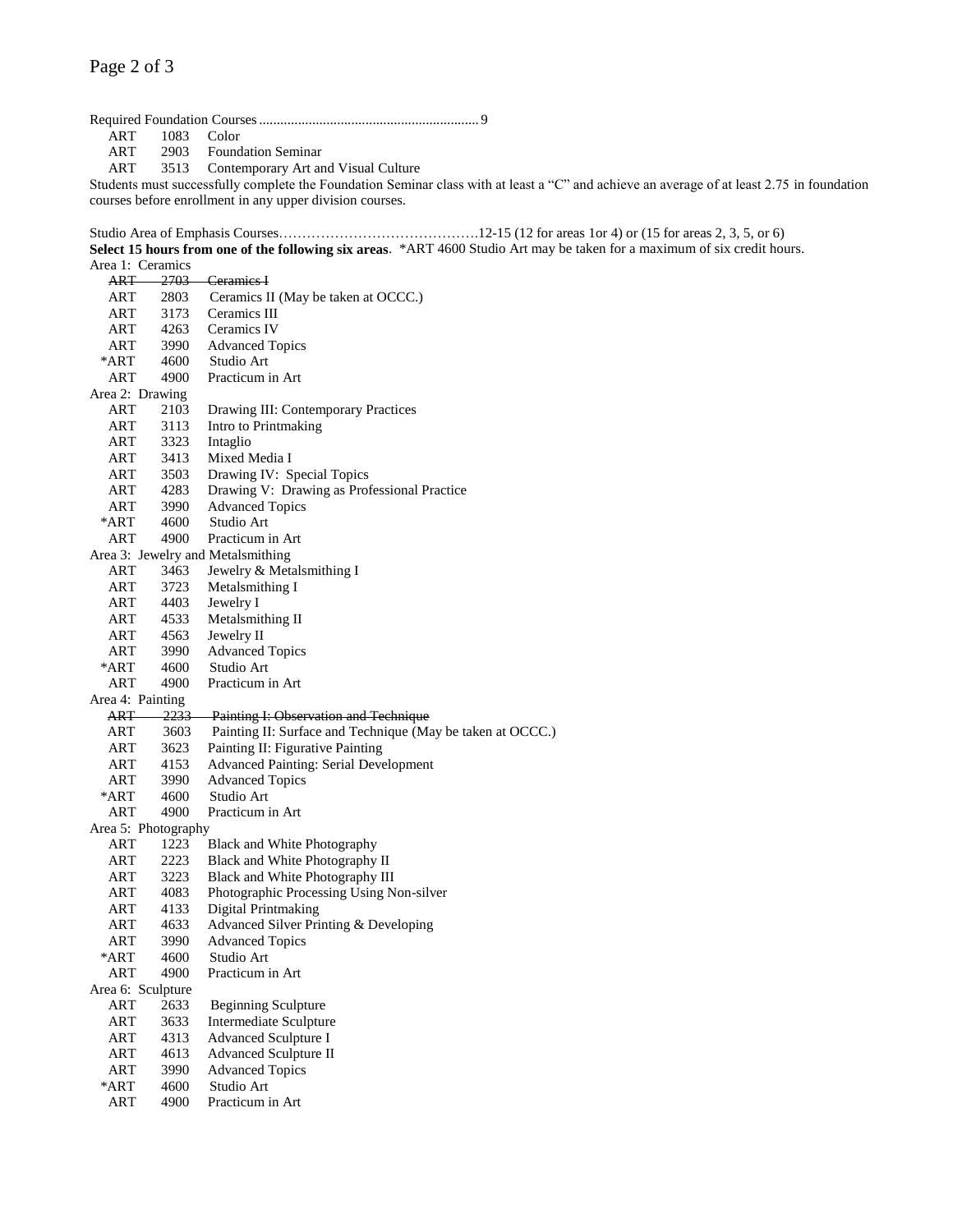Required Foundation Courses ............................................................. 9

| | | |
|---|---|---|
| ART | 1083 | Color |
| ART | 2903 | Foundation Seminar |
| ART | 3513 | Contemporary Art and Visual Culture |

Students must successfully complete the Foundation Seminar class with at least a "C" and achieve an average of at least 2.75 in foundation courses before enrollment in any upper division courses.

Studio Area of Emphasis Courses…………………………………….12-15 (12 for areas 1or 4) or (15 for areas 2, 3, 5, or 6)

**Select 15 hours from one of the following six areas**. *ART 4600 Studio Art may be taken for a maximum of six credit hours.

Area 1: Ceramics

| | | |
|---|---|---|
| ~~ART~~ | ~~2703~~ | ~~Ceramics I~~ |
| ART | 2803 | Ceramics II (May be taken at OCCC.) |
| ART | 3173 | Ceramics III |
| ART | 4263 | Ceramics IV |
| ART | 3990 | Advanced Topics |
| *ART | 4600 | Studio Art |
| ART | 4900 | Practicum in Art |

Area 2: Drawing

| | | |
|---|---|---|
| ART | 2103 | Drawing III: Contemporary Practices |
| ART | 3113 | Intro to Printmaking |
| ART | 3323 | Intaglio |
| ART | 3413 | Mixed Media I |
| ART | 3503 | Drawing IV: Special Topics |
| ART | 4283 | Drawing V: Drawing as Professional Practice |
| ART | 3990 | Advanced Topics |
| *ART | 4600 | Studio Art |
| ART | 4900 | Practicum in Art |

Area 3: Jewelry and Metalsmithing

| | | |
|---|---|---|
| ART | 3463 | Jewelry & Metalsmithing I |
| ART | 3723 | Metalsmithing I |
| ART | 4403 | Jewelry I |
| ART | 4533 | Metalsmithing II |
| ART | 4563 | Jewelry II |
| ART | 3990 | Advanced Topics |
| *ART | 4600 | Studio Art |
| ART | 4900 | Practicum in Art |

Area 4: Painting

| | | |
|---|---|---|
| ~~ART~~ | ~~2233~~ | ~~Painting I: Observation and Technique~~ |
| ART | 3603 | Painting II: Surface and Technique (May be taken at OCCC.) |
| ART | 3623 | Painting II: Figurative Painting |
| ART | 4153 | Advanced Painting: Serial Development |
| ART | 3990 | Advanced Topics |
| *ART | 4600 | Studio Art |
| ART | 4900 | Practicum in Art |

Area 5: Photography

| | | |
|---|---|---|
| ART | 1223 | Black and White Photography |
| ART | 2223 | Black and White Photography II |
| ART | 3223 | Black and White Photography III |
| ART | 4083 | Photographic Processing Using Non-silver |
| ART | 4133 | Digital Printmaking |
| ART | 4633 | Advanced Silver Printing & Developing |
| ART | 3990 | Advanced Topics |
| *ART | 4600 | Studio Art |
| ART | 4900 | Practicum in Art |

Area 6: Sculpture

| | | |
|---|---|---|
| ART | 2633 | Beginning Sculpture |
| ART | 3633 | Intermediate Sculpture |
| ART | 4313 | Advanced Sculpture I |
| ART | 4613 | Advanced Sculpture II |
| ART | 3990 | Advanced Topics |
| *ART | 4600 | Studio Art |
| ART | 4900 | Practicum in Art |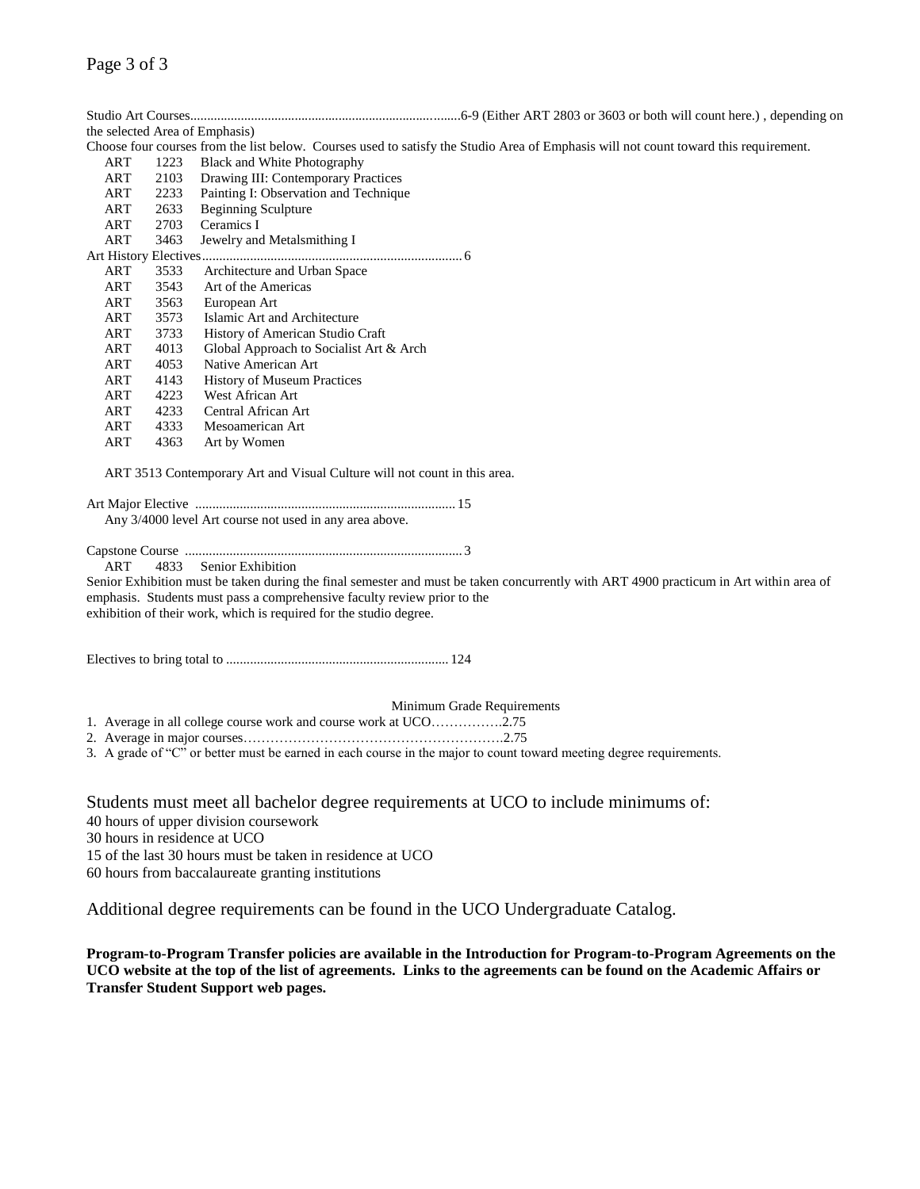Studio Art Courses.................................................................................6-9 (Either ART 2803 or 3603 or both will count here.) , depending on the selected Area of Emphasis)

Choose four courses from the list below. Courses used to satisfy the Studio Area of Emphasis will not count toward this requirement.

| | | |
|---|---|---|
| ART | 1223 | Black and White Photography |
| ART | 2103 | Drawing III: Contemporary Practices |
| ART | 2233 | Painting I: Observation and Technique |
| ART | 2633 | Beginning Sculpture |
| ART | 2703 | Ceramics I |
| ART | 3463 | Jewelry and Metalsmithing I |

Art History Electives............................................................................ 6

| | | |
|---|---|---|
| ART | 3533 | Architecture and Urban Space |
| ART | 3543 | Art of the Americas |
| ART | 3563 | European Art |
| ART | 3573 | Islamic Art and Architecture |
| ART | 3733 | History of American Studio Craft |
| ART | 4013 | Global Approach to Socialist Art & Arch |
| ART | 4053 | Native American Art |
| ART | 4143 | History of Museum Practices |
| ART | 4223 | West African Art |
| ART | 4233 | Central African Art |
| ART | 4333 | Mesoamerican Art |
| ART | 4363 | Art by Women |

ART 3513 Contemporary Art and Visual Culture will not count in this area.

Art Major Elective ............................................................................ 15

Any 3/4000 level Art course not used in any area above.

Capstone Course .................................................................................. 3

ART 4833 Senior Exhibition

Senior Exhibition must be taken during the final semester and must be taken concurrently with ART 4900 practicum in Art within area of emphasis. Students must pass a comprehensive faculty review prior to the exhibition of their work, which is required for the studio degree.

Electives to bring total to ................................................................. 124

Minimum Grade Requirements

1. Average in all college course work and course work at UCO…………….2.75
2. Average in major courses………………………………………………….2.75
3. A grade of "C" or better must be earned in each course in the major to count toward meeting degree requirements.

Students must meet all bachelor degree requirements at UCO to include minimums of:

40 hours of upper division coursework
30 hours in residence at UCO
15 of the last 30 hours must be taken in residence at UCO
60 hours from baccalaureate granting institutions

Additional degree requirements can be found in the UCO Undergraduate Catalog.

**Program-to-Program Transfer policies are available in the Introduction for Program-to-Program Agreements on the UCO website at the top of the list of agreements. Links to the agreements can be found on the Academic Affairs or Transfer Student Support web pages.**